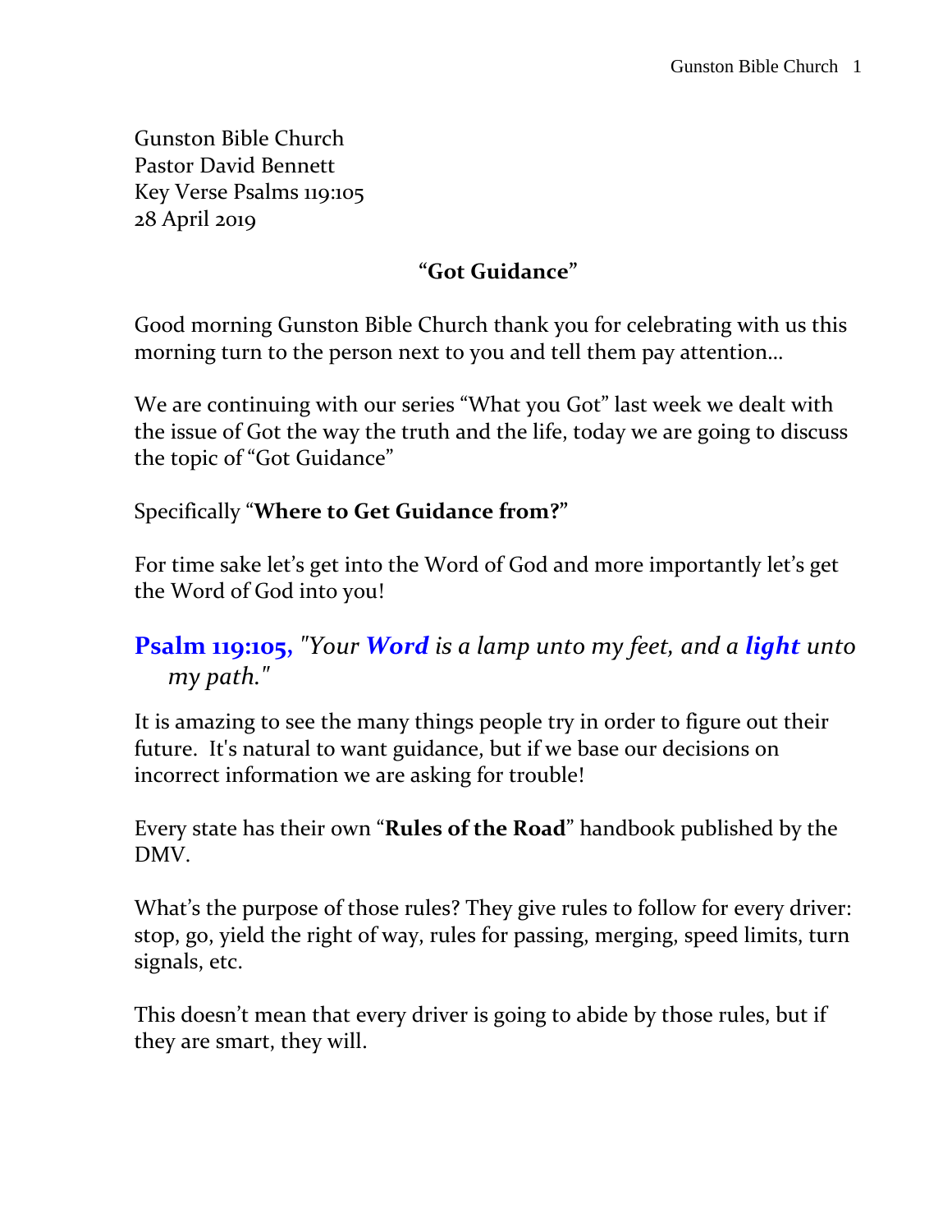Gunston Bible Church
Pastor David Bennett
Key Verse Psalms 119:105
28 April 2019

## "Got Guidance"

Good morning Gunston Bible Church thank you for celebrating with us this morning turn to the person next to you and tell them pay attention…

We are continuing with our series "What you Got" last week we dealt with the issue of Got the way the truth and the life, today we are going to discuss the topic of "Got Guidance"

Specifically "**Where to Get Guidance from?**"

For time sake let's get into the Word of God and more importantly let's get the Word of God into you!

### **Psalm 119:105,** *"Your **Word** is a lamp unto my feet, and a **light** unto my path."*

It is amazing to see the many things people try in order to figure out their future. It's natural to want guidance, but if we base our decisions on incorrect information we are asking for trouble!

Every state has their own "**Rules of the Road**" handbook published by the DMV.

What's the purpose of those rules? They give rules to follow for every driver: stop, go, yield the right of way, rules for passing, merging, speed limits, turn signals, etc.

This doesn't mean that every driver is going to abide by those rules, but if they are smart, they will.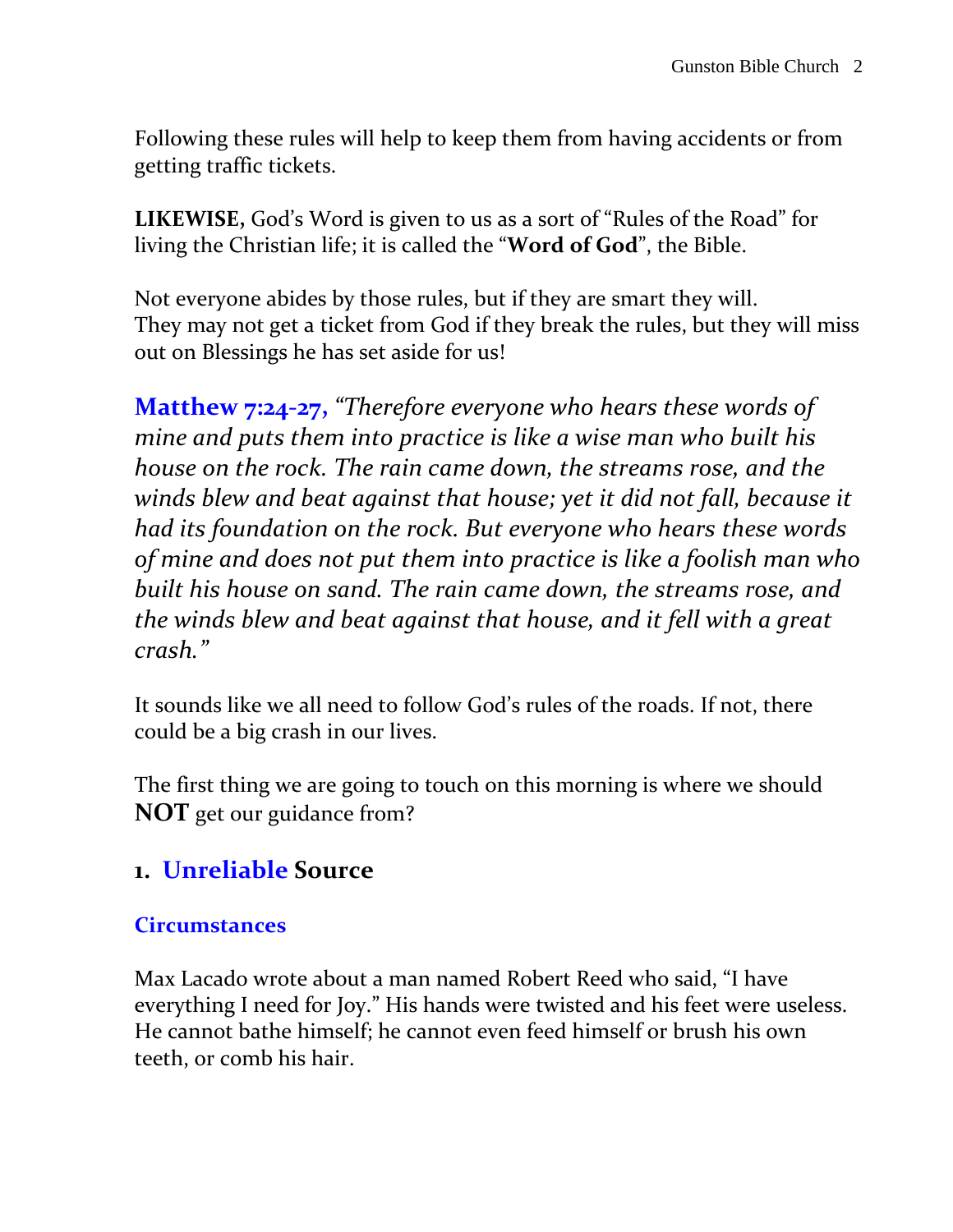Following these rules will help to keep them from having accidents or from getting traffic tickets.

**LIKEWISE,** God's Word is given to us as a sort of "Rules of the Road" for living the Christian life; it is called the "**Word of God**", the Bible.

Not everyone abides by those rules, but if they are smart they will. They may not get a ticket from God if they break the rules, but they will miss out on Blessings he has set aside for us!

**Matthew 7:24-27,** *"Therefore everyone who hears these words of mine and puts them into practice is like a wise man who built his house on the rock. The rain came down, the streams rose, and the winds blew and beat against that house; yet it did not fall, because it had its foundation on the rock. But everyone who hears these words of mine and does not put them into practice is like a foolish man who built his house on sand. The rain came down, the streams rose, and the winds blew and beat against that house, and it fell with a great crash."*

It sounds like we all need to follow God's rules of the roads. If not, there could be a big crash in our lives.

The first thing we are going to touch on this morning is where we should **NOT** get our guidance from?

## 1. Unreliable Source

### Circumstances

Max Lacado wrote about a man named Robert Reed who said, "I have everything I need for Joy." His hands were twisted and his feet were useless. He cannot bathe himself; he cannot even feed himself or brush his own teeth, or comb his hair.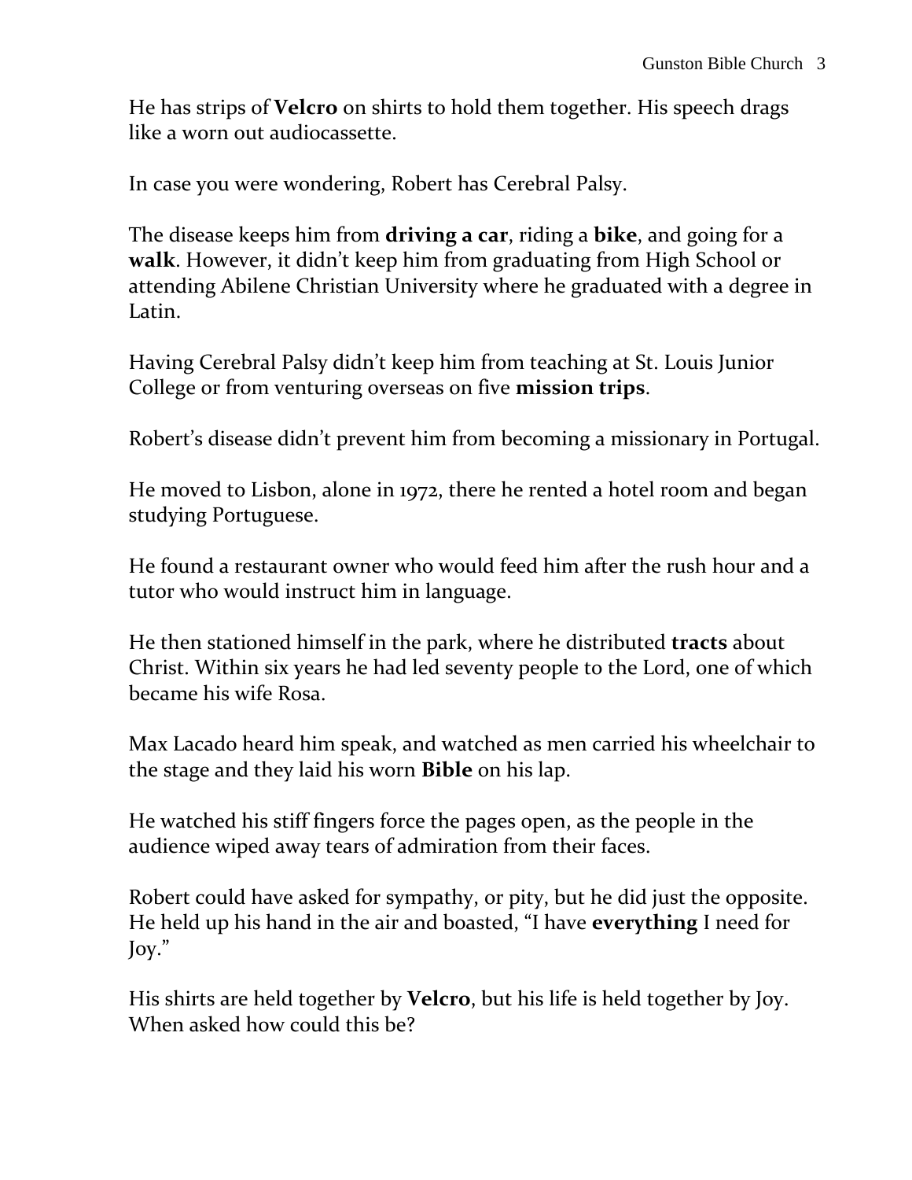He has strips of **Velcro** on shirts to hold them together. His speech drags like a worn out audiocassette.

In case you were wondering, Robert has Cerebral Palsy.

The disease keeps him from **driving a car**, riding a **bike**, and going for a **walk**. However, it didn't keep him from graduating from High School or attending Abilene Christian University where he graduated with a degree in Latin.

Having Cerebral Palsy didn't keep him from teaching at St. Louis Junior College or from venturing overseas on five **mission trips**.

Robert's disease didn't prevent him from becoming a missionary in Portugal.

He moved to Lisbon, alone in 1972, there he rented a hotel room and began studying Portuguese.

He found a restaurant owner who would feed him after the rush hour and a tutor who would instruct him in language.

He then stationed himself in the park, where he distributed **tracts** about Christ. Within six years he had led seventy people to the Lord, one of which became his wife Rosa.

Max Lacado heard him speak, and watched as men carried his wheelchair to the stage and they laid his worn **Bible** on his lap.

He watched his stiff fingers force the pages open, as the people in the audience wiped away tears of admiration from their faces.

Robert could have asked for sympathy, or pity, but he did just the opposite. He held up his hand in the air and boasted, "I have **everything** I need for Joy."

His shirts are held together by **Velcro**, but his life is held together by Joy. When asked how could this be?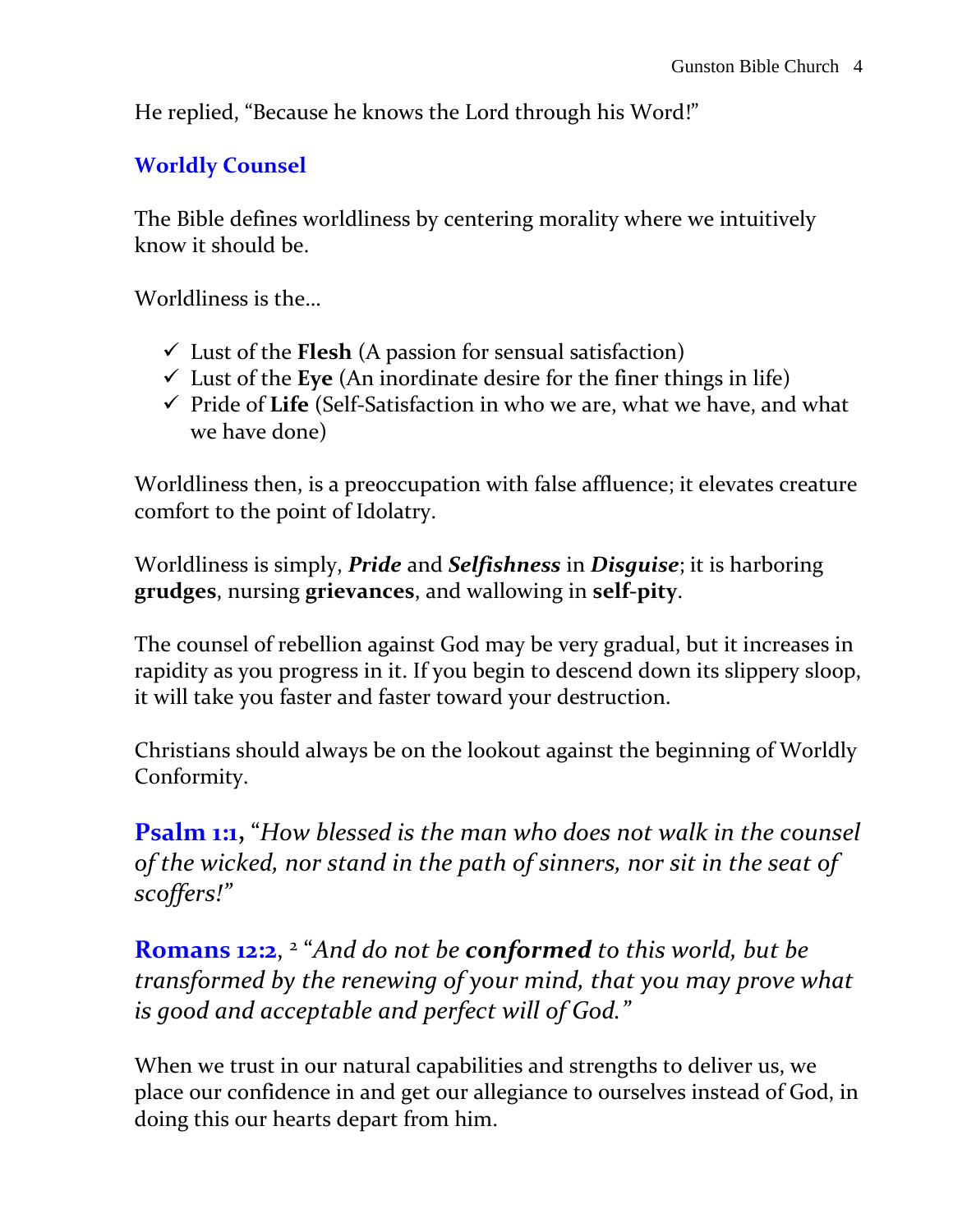He replied, "Because he knows the Lord through his Word!"

## Worldly Counsel

The Bible defines worldliness by centering morality where we intuitively know it should be.

Worldliness is the…

- ✓ Lust of the **Flesh** (A passion for sensual satisfaction)
- ✓ Lust of the **Eye** (An inordinate desire for the finer things in life)
- ✓ Pride of **Life** (Self-Satisfaction in who we are, what we have, and what we have done)

Worldliness then, is a preoccupation with false affluence; it elevates creature comfort to the point of Idolatry.

Worldliness is simply, ***Pride*** and ***Selfishness*** in ***Disguise***; it is harboring **grudges**, nursing **grievances**, and wallowing in **self-pity**.

The counsel of rebellion against God may be very gradual, but it increases in rapidity as you progress in it. If you begin to descend down its slippery sloop, it will take you faster and faster toward your destruction.

Christians should always be on the lookout against the beginning of Worldly Conformity.

**Psalm 1:1,** "*How blessed is the man who does not walk in the counsel of the wicked, nor stand in the path of sinners, nor sit in the seat of scoffers!*"

**Romans 12:2**, [2] "*And do not be **conformed** to this world, but be transformed by the renewing of your mind, that you may prove what is good and acceptable and perfect will of God.*"

When we trust in our natural capabilities and strengths to deliver us, we place our confidence in and get our allegiance to ourselves instead of God, in doing this our hearts depart from him.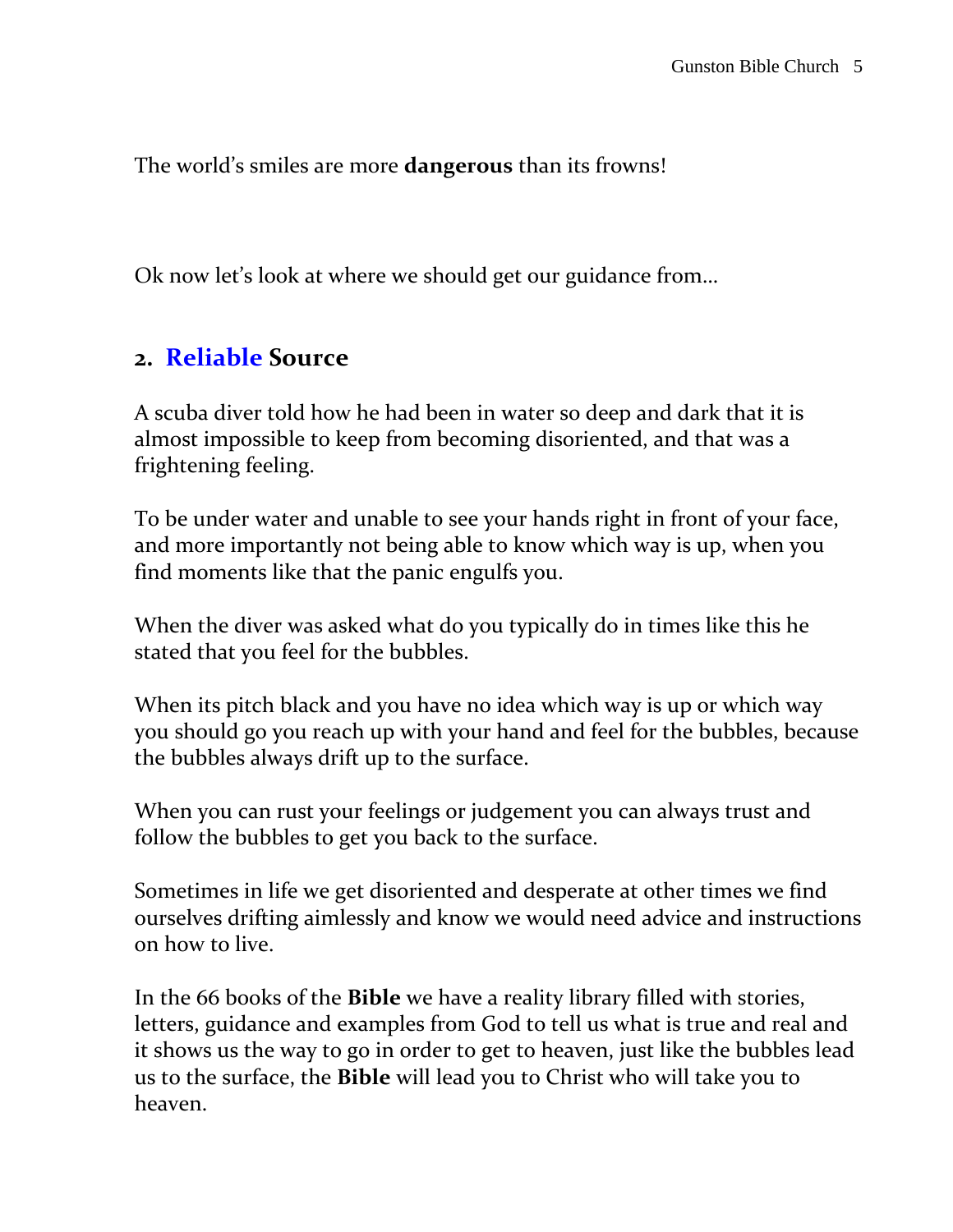The world's smiles are more **dangerous** than its frowns!

Ok now let's look at where we should get our guidance from…

## 2. Reliable Source

A scuba diver told how he had been in water so deep and dark that it is almost impossible to keep from becoming disoriented, and that was a frightening feeling.

To be under water and unable to see your hands right in front of your face, and more importantly not being able to know which way is up, when you find moments like that the panic engulfs you.

When the diver was asked what do you typically do in times like this he stated that you feel for the bubbles.

When its pitch black and you have no idea which way is up or which way you should go you reach up with your hand and feel for the bubbles, because the bubbles always drift up to the surface.

When you can rust your feelings or judgement you can always trust and follow the bubbles to get you back to the surface.

Sometimes in life we get disoriented and desperate at other times we find ourselves drifting aimlessly and know we would need advice and instructions on how to live.

In the 66 books of the **Bible** we have a reality library filled with stories, letters, guidance and examples from God to tell us what is true and real and it shows us the way to go in order to get to heaven, just like the bubbles lead us to the surface, the **Bible** will lead you to Christ who will take you to heaven.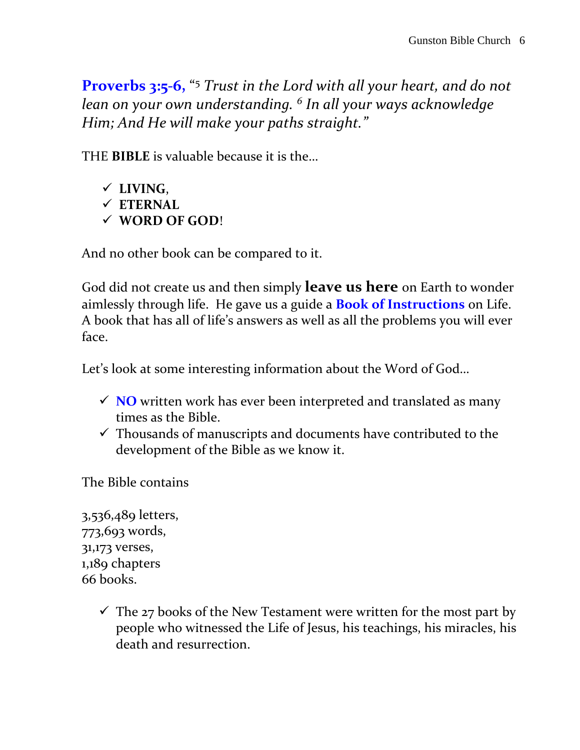**Proverbs 3:5-6,** "[5] *Trust in the Lord with all your heart, and do not lean on your own understanding.* [6] *In all your ways acknowledge Him; And He will make your paths straight."*

THE **BIBLE** is valuable because it is the…

- ✓ **LIVING**,
- ✓ **ETERNAL**
- ✓ **WORD OF GOD**!

And no other book can be compared to it.

God did not create us and then simply **leave us here** on Earth to wonder aimlessly through life. He gave us a guide a **Book of Instructions** on Life. A book that has all of life's answers as well as all the problems you will ever face.

Let's look at some interesting information about the Word of God…

- ✓ **NO** written work has ever been interpreted and translated as many times as the Bible.
- ✓ Thousands of manuscripts and documents have contributed to the development of the Bible as we know it.

The Bible contains

3,536,489 letters,
773,693 words,
31,173 verses,
1,189 chapters
66 books.

- ✓ The 27 books of the New Testament were written for the most part by people who witnessed the Life of Jesus, his teachings, his miracles, his death and resurrection.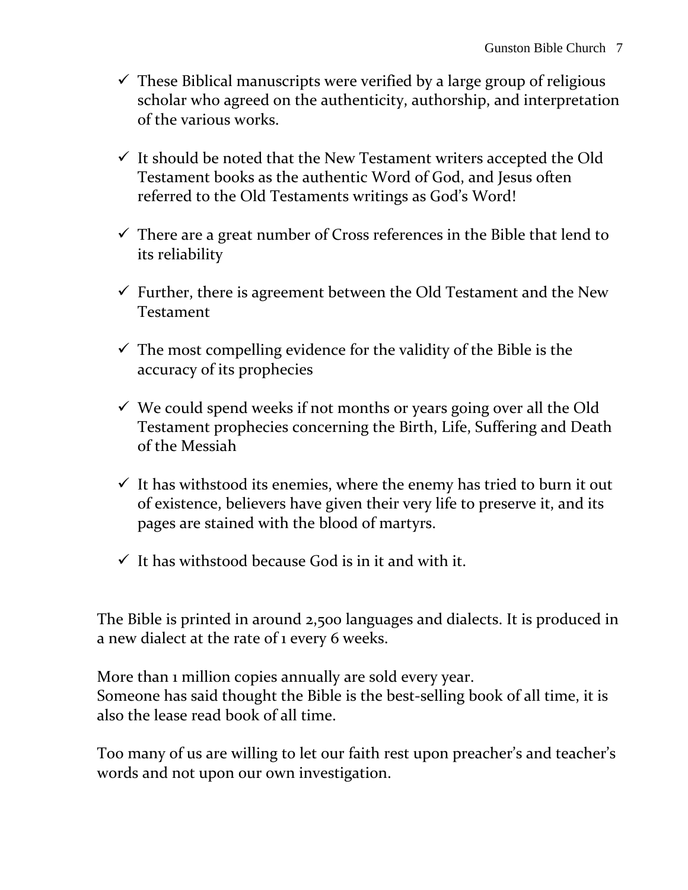- ✓ These Biblical manuscripts were verified by a large group of religious scholar who agreed on the authenticity, authorship, and interpretation of the various works.

- ✓ It should be noted that the New Testament writers accepted the Old Testament books as the authentic Word of God, and Jesus often referred to the Old Testaments writings as God's Word!

- ✓ There are a great number of Cross references in the Bible that lend to its reliability

- ✓ Further, there is agreement between the Old Testament and the New Testament

- ✓ The most compelling evidence for the validity of the Bible is the accuracy of its prophecies

- ✓ We could spend weeks if not months or years going over all the Old Testament prophecies concerning the Birth, Life, Suffering and Death of the Messiah

- ✓ It has withstood its enemies, where the enemy has tried to burn it out of existence, believers have given their very life to preserve it, and its pages are stained with the blood of martyrs.

- ✓ It has withstood because God is in it and with it.

The Bible is printed in around 2,500 languages and dialects. It is produced in a new dialect at the rate of 1 every 6 weeks.

More than 1 million copies annually are sold every year.
Someone has said thought the Bible is the best-selling book of all time, it is also the lease read book of all time.

Too many of us are willing to let our faith rest upon preacher's and teacher's words and not upon our own investigation.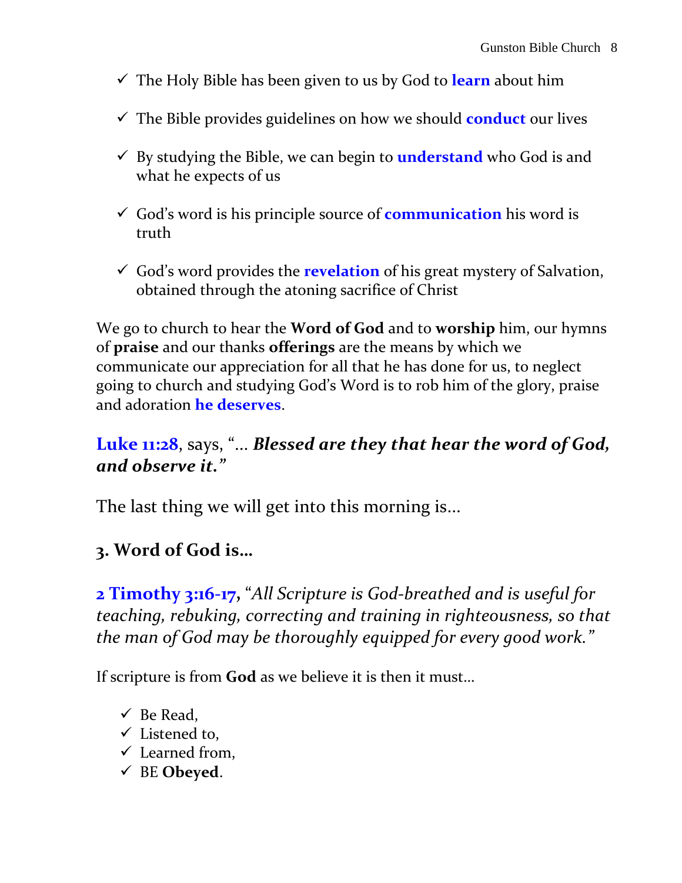- ✓ The Holy Bible has been given to us by God to **learn** about him

- ✓ The Bible provides guidelines on how we should **conduct** our lives

- ✓ By studying the Bible, we can begin to **understand** who God is and what he expects of us

- ✓ God's word is his principle source of **communication** his word is truth

- ✓ God's word provides the **revelation** of his great mystery of Salvation, obtained through the atoning sacrifice of Christ

We go to church to hear the **Word of God** and to **worship** him, our hymns of **praise** and our thanks **offerings** are the means by which we communicate our appreciation for all that he has done for us, to neglect going to church and studying God's Word is to rob him of the glory, praise and adoration **he deserves**.

**Luke 11:28**, says, "… ***Blessed are they that hear the word of God, and observe it."***

The last thing we will get into this morning is…

### 3. Word of God is…

**2 Timothy 3:16-17,** *"All Scripture is God-breathed and is useful for teaching, rebuking, correcting and training in righteousness, so that the man of God may be thoroughly equipped for every good work."*

If scripture is from **God** as we believe it is then it must…

- ✓ Be Read,
- ✓ Listened to,
- ✓ Learned from,
- ✓ BE **Obeyed**.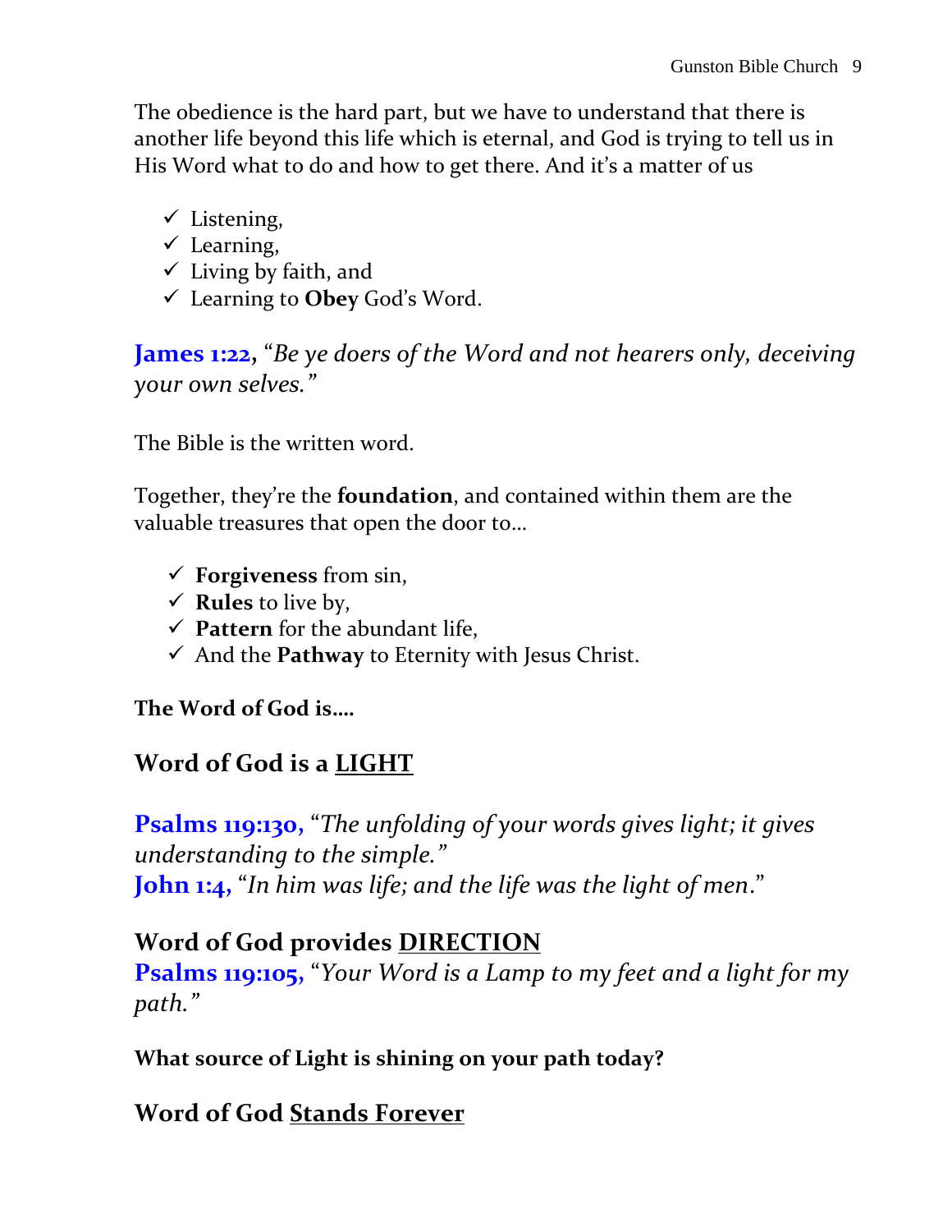The obedience is the hard part, but we have to understand that there is another life beyond this life which is eternal, and God is trying to tell us in His Word what to do and how to get there. And it's a matter of us

- ✓ Listening,
- ✓ Learning,
- ✓ Living by faith, and
- ✓ Learning to **Obey** God's Word.

**James 1:22,** "*Be ye doers of the Word and not hearers only, deceiving your own selves.*"

The Bible is the written word.

Together, they're the **foundation**, and contained within them are the valuable treasures that open the door to…

- ✓ **Forgiveness** from sin,
- ✓ **Rules** to live by,
- ✓ **Pattern** for the abundant life,
- ✓ And the **Pathway** to Eternity with Jesus Christ.

**The Word of God is….**

## Word of God is a <u>LIGHT</u>

**Psalms 119:130,** "*The unfolding of your words gives light; it gives understanding to the simple.*"
**John 1:4,** "*In him was life; and the life was the light of men*."

## Word of God provides <u>DIRECTION</u>

**Psalms 119:105,** "*Your Word is a Lamp to my feet and a light for my path.*"

**What source of Light is shining on your path today?**

## Word of God <u>Stands Forever</u>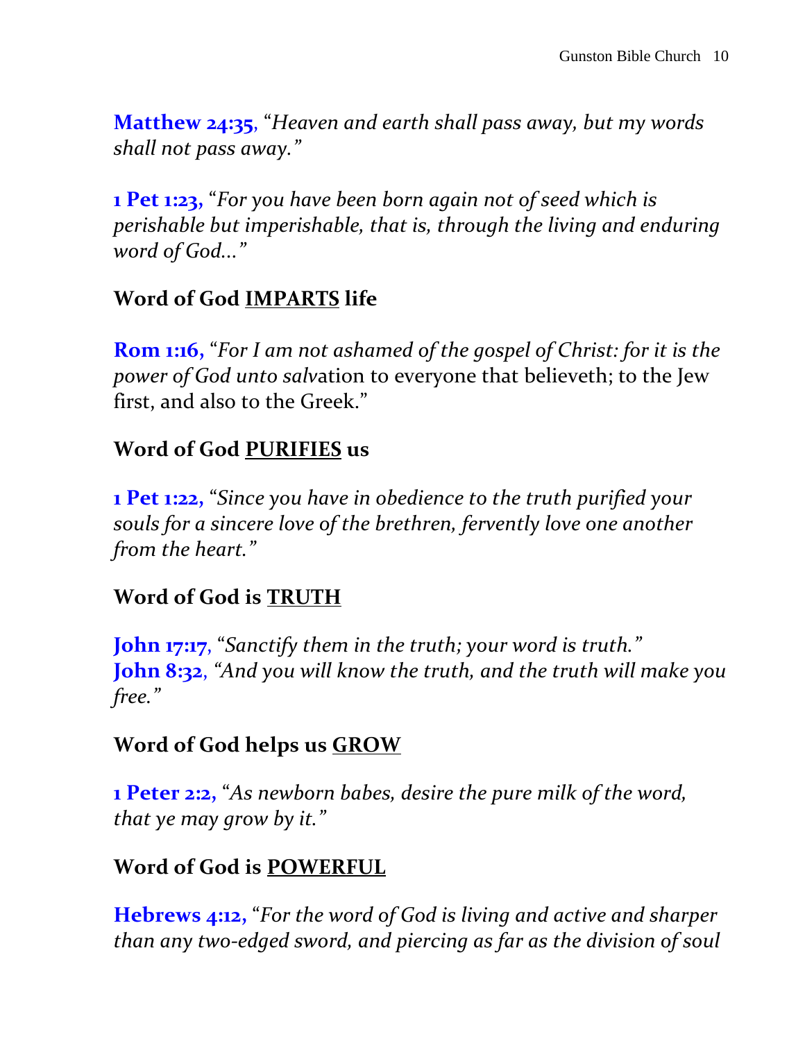**Matthew 24:35**, "*Heaven and earth shall pass away, but my words shall not pass away.*"

**1 Pet 1:23,** "*For you have been born again not of seed which is perishable but imperishable, that is, through the living and enduring word of God…*"

### Word of God <u>IMPARTS</u> life

**Rom 1:16,** "*For I am not ashamed of the gospel of Christ: for it is the power of God unto salv*ation to everyone that believeth; to the Jew first, and also to the Greek."

### Word of God <u>PURIFIES</u> us

**1 Pet 1:22,** "*Since you have in obedience to the truth purified your souls for a sincere love of the brethren, fervently love one another from the heart.*"

### Word of God is <u>TRUTH</u>

**John 17:17**, "*Sanctify them in the truth; your word is truth.*"
**John 8:32**, *"And you will know the truth, and the truth will make you free."*

### Word of God helps us <u>GROW</u>

**1 Peter 2:2,** "*As newborn babes, desire the pure milk of the word, that ye may grow by it.*"

### Word of God is <u>POWERFUL</u>

**Hebrews 4:12,** "*For the word of God is living and active and sharper than any two-edged sword, and piercing as far as the division of soul*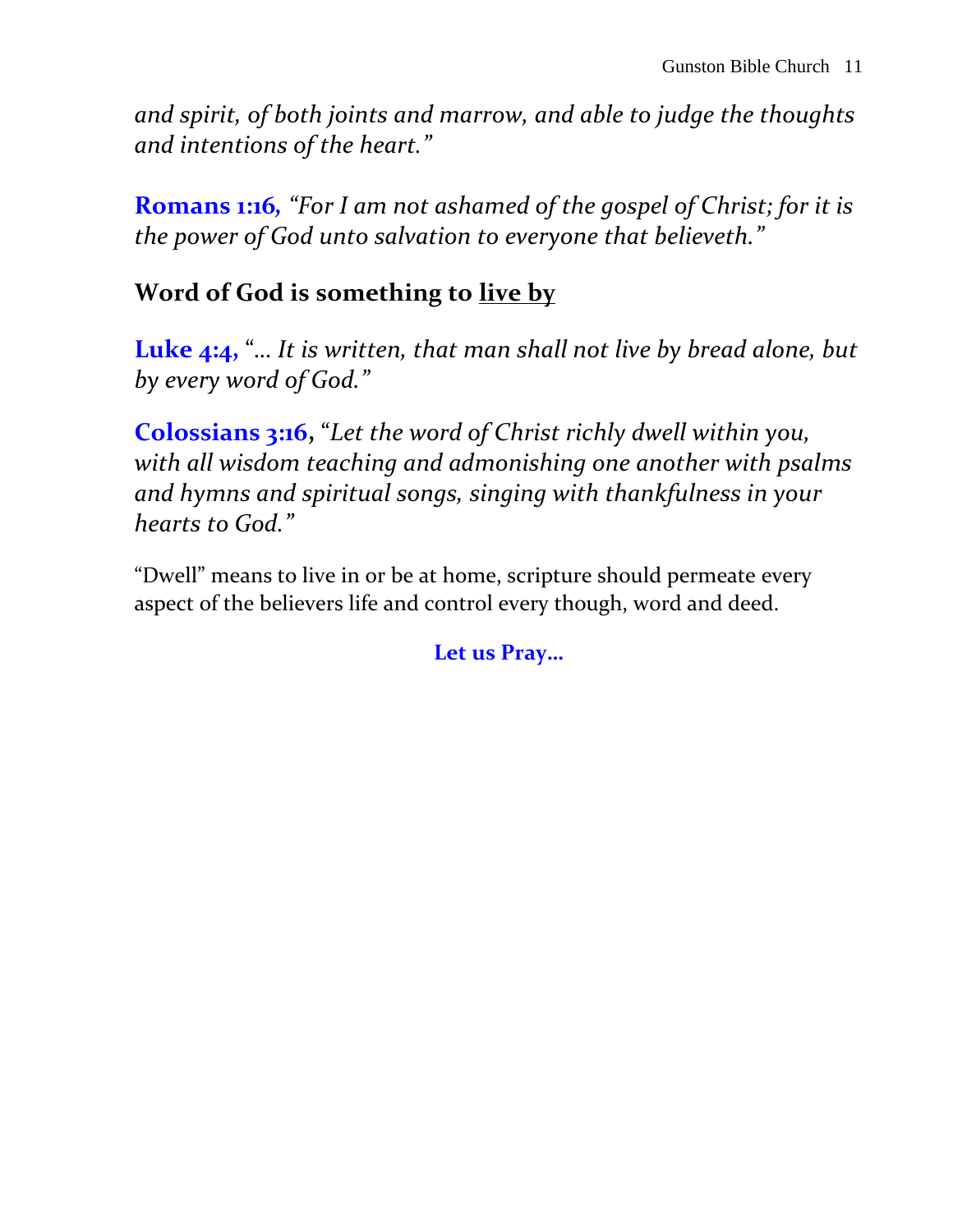*and spirit, of both joints and marrow, and able to judge the thoughts and intentions of the heart."*

**Romans 1:16,** *"For I am not ashamed of the gospel of Christ; for it is the power of God unto salvation to everyone that believeth."*

**Word of God is something to live by**

**Luke 4:4,** *"… It is written, that man shall not live by bread alone, but by every word of God."*

**Colossians 3:16,** *"Let the word of Christ richly dwell within you, with all wisdom teaching and admonishing one another with psalms and hymns and spiritual songs, singing with thankfulness in your hearts to God."*

"Dwell" means to live in or be at home, scripture should permeate every aspect of the believers life and control every though, word and deed.

**Let us Pray…**